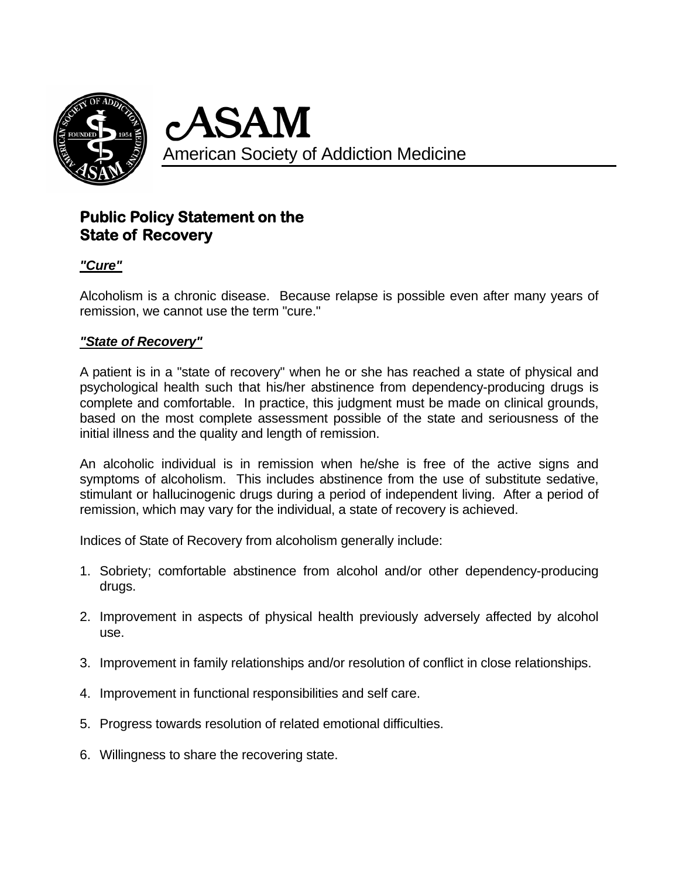# ASAM

American Society of Addiction Medicine

## Public Policy Statement on the State of Recovery

### ***"Cure"***

Alcoholism is a chronic disease. Because relapse is possible even after many years of remission, we cannot use the term "cure."

### ***"State of Recovery"***

A patient is in a "state of recovery" when he or she has reached a state of physical and psychological health such that his/her abstinence from dependency-producing drugs is complete and comfortable. In practice, this judgment must be made on clinical grounds, based on the most complete assessment possible of the state and seriousness of the initial illness and the quality and length of remission.

An alcoholic individual is in remission when he/she is free of the active signs and symptoms of alcoholism. This includes abstinence from the use of substitute sedative, stimulant or hallucinogenic drugs during a period of independent living. After a period of remission, which may vary for the individual, a state of recovery is achieved.

Indices of State of Recovery from alcoholism generally include:

1. Sobriety; comfortable abstinence from alcohol and/or other dependency-producing drugs.

2. Improvement in aspects of physical health previously adversely affected by alcohol use.

3. Improvement in family relationships and/or resolution of conflict in close relationships.

4. Improvement in functional responsibilities and self care.

5. Progress towards resolution of related emotional difficulties.

6. Willingness to share the recovering state.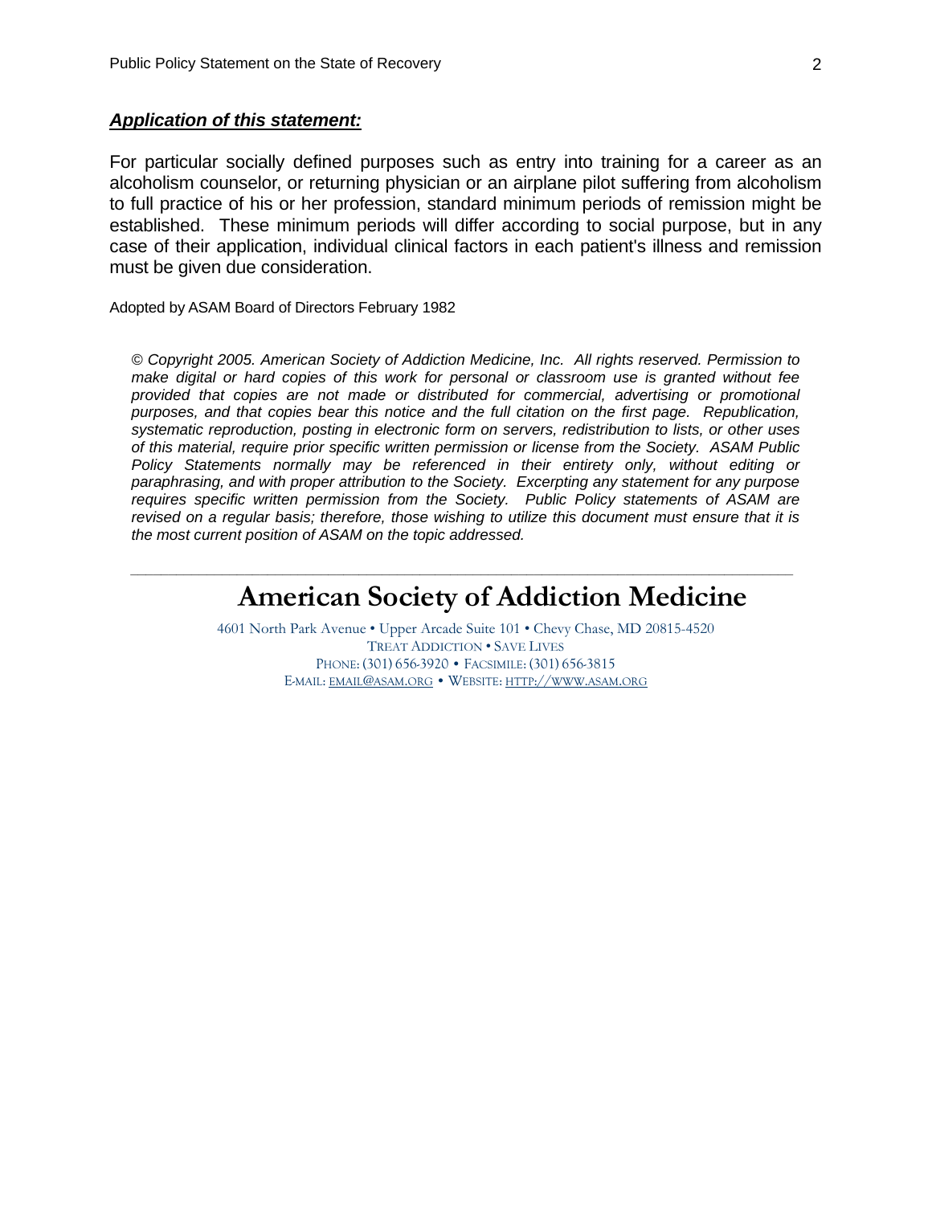***Application of this statement:***

For particular socially defined purposes such as entry into training for a career as an alcoholism counselor, or returning physician or an airplane pilot suffering from alcoholism to full practice of his or her profession, standard minimum periods of remission might be established. These minimum periods will differ according to social purpose, but in any case of their application, individual clinical factors in each patient's illness and remission must be given due consideration.

Adopted by ASAM Board of Directors February 1982

*© Copyright 2005. American Society of Addiction Medicine, Inc. All rights reserved. Permission to make digital or hard copies of this work for personal or classroom use is granted without fee provided that copies are not made or distributed for commercial, advertising or promotional purposes, and that copies bear this notice and the full citation on the first page. Republication, systematic reproduction, posting in electronic form on servers, redistribution to lists, or other uses of this material, require prior specific written permission or license from the Society. ASAM Public Policy Statements normally may be referenced in their entirety only, without editing or paraphrasing, and with proper attribution to the Society. Excerpting any statement for any purpose requires specific written permission from the Society. Public Policy statements of ASAM are revised on a regular basis; therefore, those wishing to utilize this document must ensure that it is the most current position of ASAM on the topic addressed.*

---

**American Society of Addiction Medicine**

4601 North Park Avenue • Upper Arcade Suite 101 • Chevy Chase, MD 20815-4520
TREAT ADDICTION • SAVE LIVES
PHONE: (301) 656-3920 • FACSIMILE: (301) 656-3815
E-MAIL: EMAIL@ASAM.ORG • WEBSITE: HTTP://WWW.ASAM.ORG